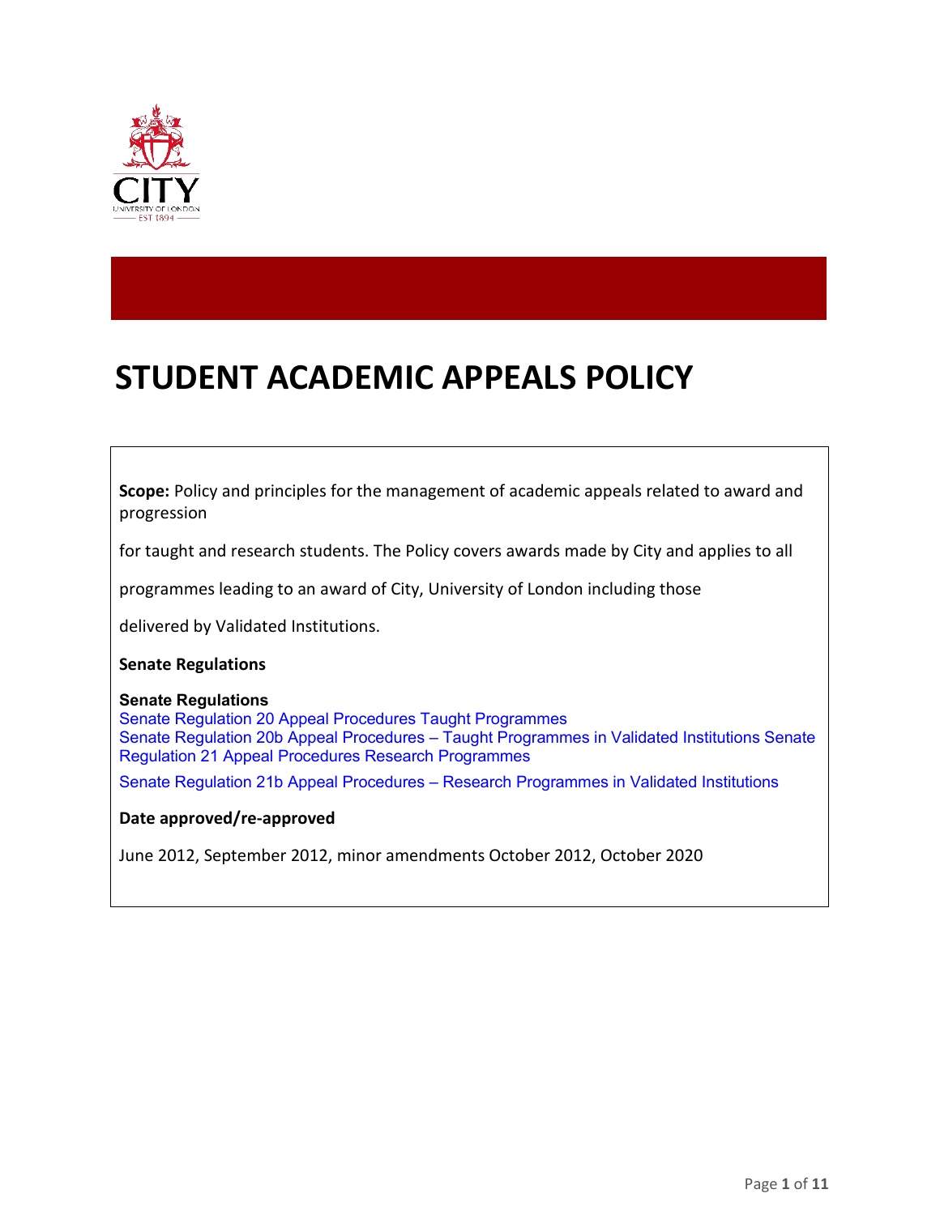# STUDENT ACADEMIC APPEALS POLICY

**Scope:** Policy and principles for the management of academic appeals related to award and progression

for taught and research students. The Policy covers awards made by City and applies to all

programmes leading to an award of City, University of London including those

delivered by Validated Institutions.

**Senate Regulations**

**Senate Regulations**

Senate Regulation 20 Appeal Procedures Taught Programmes
Senate Regulation 20b Appeal Procedures – Taught Programmes in Validated Institutions Senate Regulation 21 Appeal Procedures Research Programmes

Senate Regulation 21b Appeal Procedures – Research Programmes in Validated Institutions

**Date approved/re-approved**

June 2012, September 2012, minor amendments October 2012, October 2020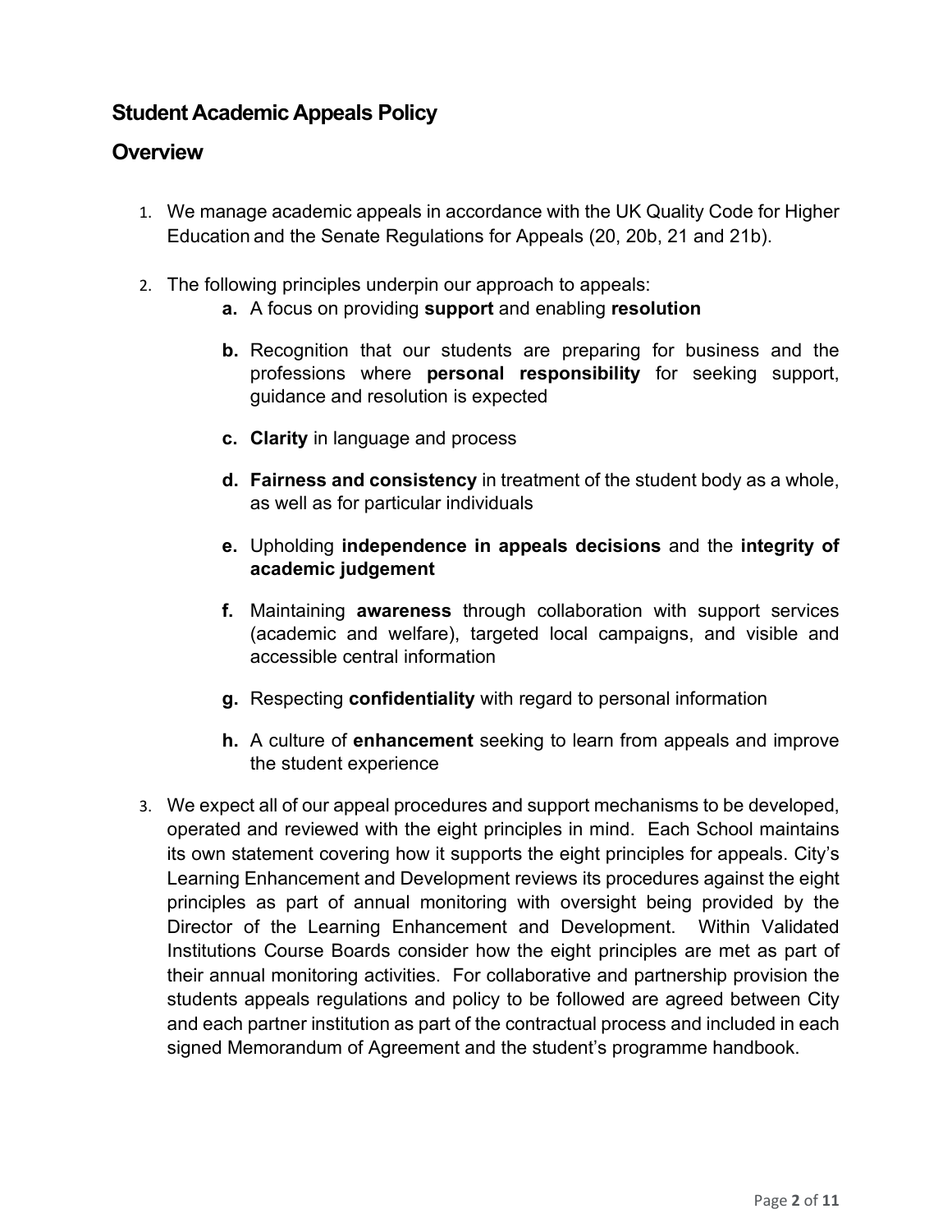## Student Academic Appeals Policy

## Overview

1. We manage academic appeals in accordance with the UK Quality Code for Higher Education and the Senate Regulations for Appeals (20, 20b, 21 and 21b).

2. The following principles underpin our approach to appeals:
   - **a.** A focus on providing **support** and enabling **resolution**
   - **b.** Recognition that our students are preparing for business and the professions where **personal responsibility** for seeking support, guidance and resolution is expected
   - **c.** **Clarity** in language and process
   - **d.** **Fairness and consistency** in treatment of the student body as a whole, as well as for particular individuals
   - **e.** Upholding **independence in appeals decisions** and the **integrity of academic judgement**
   - **f.** Maintaining **awareness** through collaboration with support services (academic and welfare), targeted local campaigns, and visible and accessible central information
   - **g.** Respecting **confidentiality** with regard to personal information
   - **h.** A culture of **enhancement** seeking to learn from appeals and improve the student experience

3. We expect all of our appeal procedures and support mechanisms to be developed, operated and reviewed with the eight principles in mind. Each School maintains its own statement covering how it supports the eight principles for appeals. City's Learning Enhancement and Development reviews its procedures against the eight principles as part of annual monitoring with oversight being provided by the Director of the Learning Enhancement and Development. Within Validated Institutions Course Boards consider how the eight principles are met as part of their annual monitoring activities. For collaborative and partnership provision the students appeals regulations and policy to be followed are agreed between City and each partner institution as part of the contractual process and included in each signed Memorandum of Agreement and the student's programme handbook.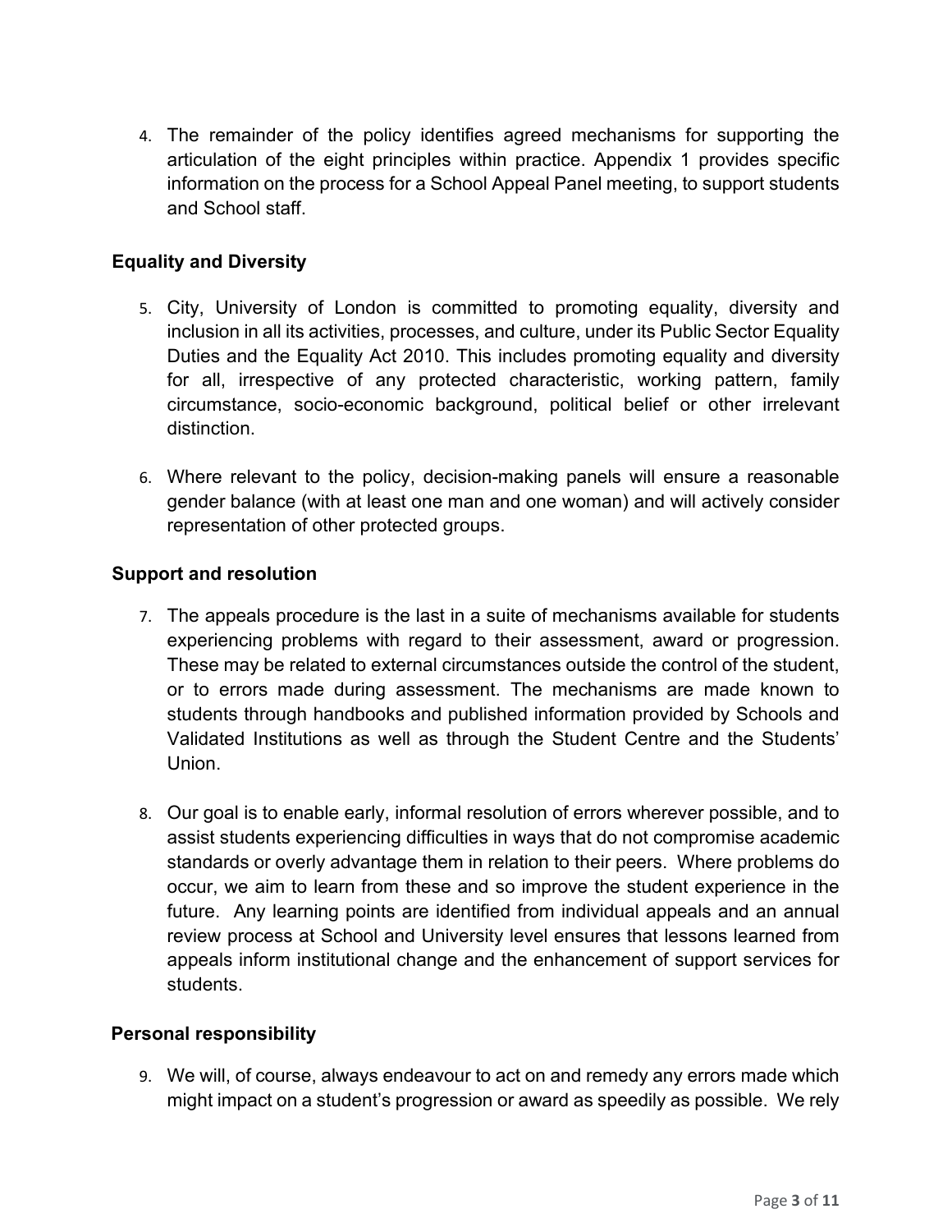4. The remainder of the policy identifies agreed mechanisms for supporting the articulation of the eight principles within practice. Appendix 1 provides specific information on the process for a School Appeal Panel meeting, to support students and School staff.

## Equality and Diversity

5. City, University of London is committed to promoting equality, diversity and inclusion in all its activities, processes, and culture, under its Public Sector Equality Duties and the Equality Act 2010. This includes promoting equality and diversity for all, irrespective of any protected characteristic, working pattern, family circumstance, socio-economic background, political belief or other irrelevant distinction.

6. Where relevant to the policy, decision-making panels will ensure a reasonable gender balance (with at least one man and one woman) and will actively consider representation of other protected groups.

## Support and resolution

7. The appeals procedure is the last in a suite of mechanisms available for students experiencing problems with regard to their assessment, award or progression. These may be related to external circumstances outside the control of the student, or to errors made during assessment. The mechanisms are made known to students through handbooks and published information provided by Schools and Validated Institutions as well as through the Student Centre and the Students' Union.

8. Our goal is to enable early, informal resolution of errors wherever possible, and to assist students experiencing difficulties in ways that do not compromise academic standards or overly advantage them in relation to their peers. Where problems do occur, we aim to learn from these and so improve the student experience in the future. Any learning points are identified from individual appeals and an annual review process at School and University level ensures that lessons learned from appeals inform institutional change and the enhancement of support services for students.

## Personal responsibility

9. We will, of course, always endeavour to act on and remedy any errors made which might impact on a student's progression or award as speedily as possible. We rely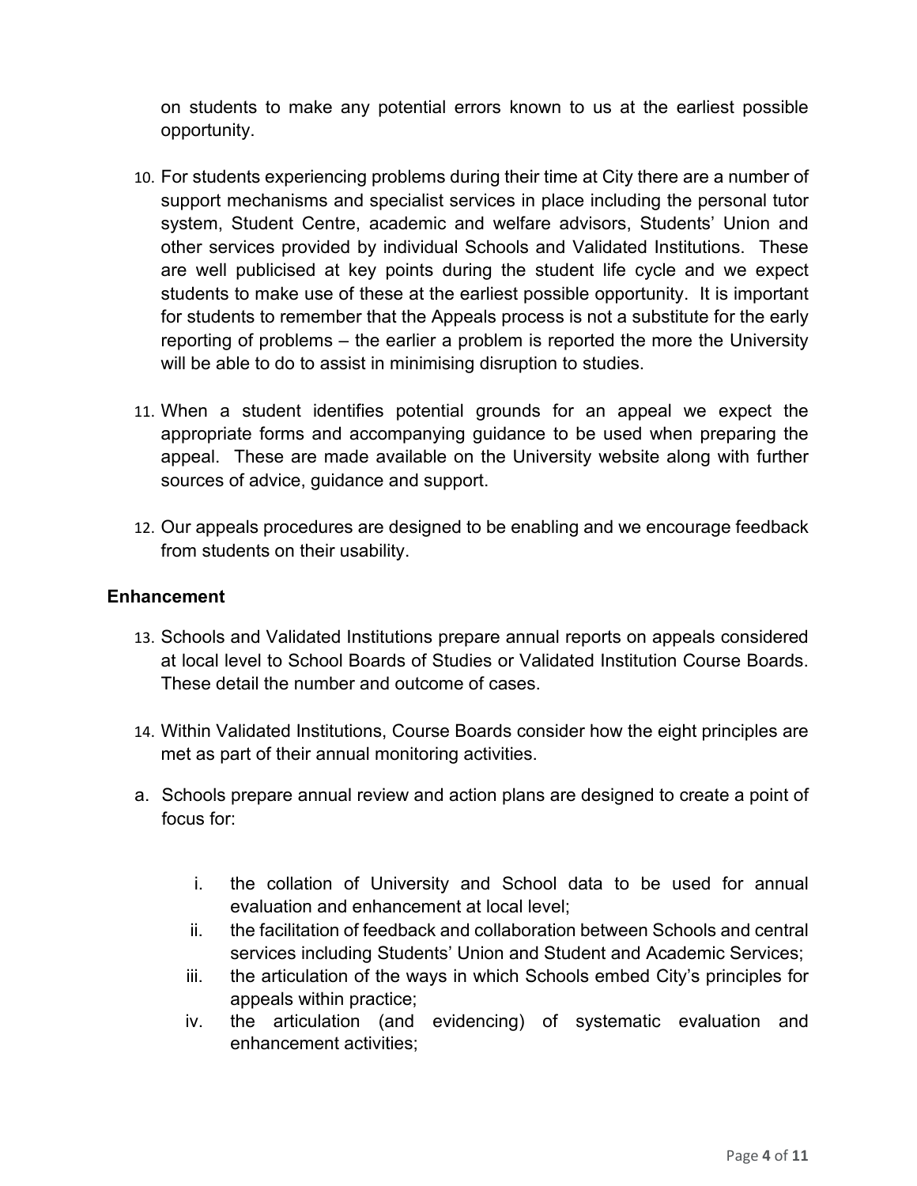on students to make any potential errors known to us at the earliest possible opportunity.

10. For students experiencing problems during their time at City there are a number of support mechanisms and specialist services in place including the personal tutor system, Student Centre, academic and welfare advisors, Students' Union and other services provided by individual Schools and Validated Institutions. These are well publicised at key points during the student life cycle and we expect students to make use of these at the earliest possible opportunity. It is important for students to remember that the Appeals process is not a substitute for the early reporting of problems – the earlier a problem is reported the more the University will be able to do to assist in minimising disruption to studies.

11. When a student identifies potential grounds for an appeal we expect the appropriate forms and accompanying guidance to be used when preparing the appeal. These are made available on the University website along with further sources of advice, guidance and support.

12. Our appeals procedures are designed to be enabling and we encourage feedback from students on their usability.

**Enhancement**

13. Schools and Validated Institutions prepare annual reports on appeals considered at local level to School Boards of Studies or Validated Institution Course Boards. These detail the number and outcome of cases.

14. Within Validated Institutions, Course Boards consider how the eight principles are met as part of their annual monitoring activities.

a. Schools prepare annual review and action plans are designed to create a point of focus for:

    i. the collation of University and School data to be used for annual evaluation and enhancement at local level;
    ii. the facilitation of feedback and collaboration between Schools and central services including Students' Union and Student and Academic Services;
    iii. the articulation of the ways in which Schools embed City's principles for appeals within practice;
    iv. the articulation (and evidencing) of systematic evaluation and enhancement activities;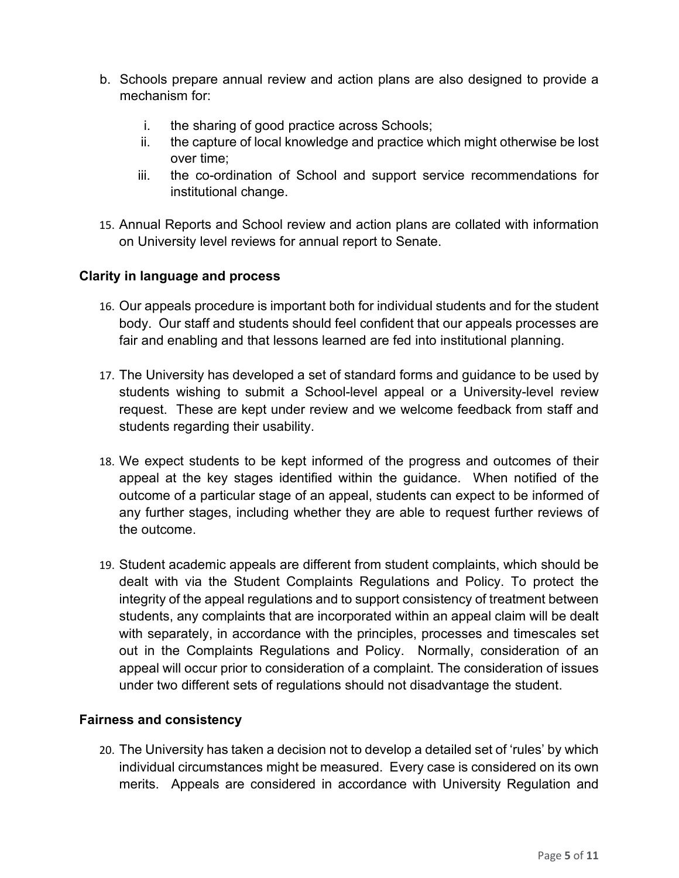b. Schools prepare annual review and action plans are also designed to provide a mechanism for:

    i. the sharing of good practice across Schools;
    ii. the capture of local knowledge and practice which might otherwise be lost over time;
    iii. the co-ordination of School and support service recommendations for institutional change.

15. Annual Reports and School review and action plans are collated with information on University level reviews for annual report to Senate.

### Clarity in language and process

16. Our appeals procedure is important both for individual students and for the student body. Our staff and students should feel confident that our appeals processes are fair and enabling and that lessons learned are fed into institutional planning.

17. The University has developed a set of standard forms and guidance to be used by students wishing to submit a School-level appeal or a University-level review request. These are kept under review and we welcome feedback from staff and students regarding their usability.

18. We expect students to be kept informed of the progress and outcomes of their appeal at the key stages identified within the guidance. When notified of the outcome of a particular stage of an appeal, students can expect to be informed of any further stages, including whether they are able to request further reviews of the outcome.

19. Student academic appeals are different from student complaints, which should be dealt with via the Student Complaints Regulations and Policy. To protect the integrity of the appeal regulations and to support consistency of treatment between students, any complaints that are incorporated within an appeal claim will be dealt with separately, in accordance with the principles, processes and timescales set out in the Complaints Regulations and Policy. Normally, consideration of an appeal will occur prior to consideration of a complaint. The consideration of issues under two different sets of regulations should not disadvantage the student.

### Fairness and consistency

20. The University has taken a decision not to develop a detailed set of 'rules' by which individual circumstances might be measured. Every case is considered on its own merits. Appeals are considered in accordance with University Regulation and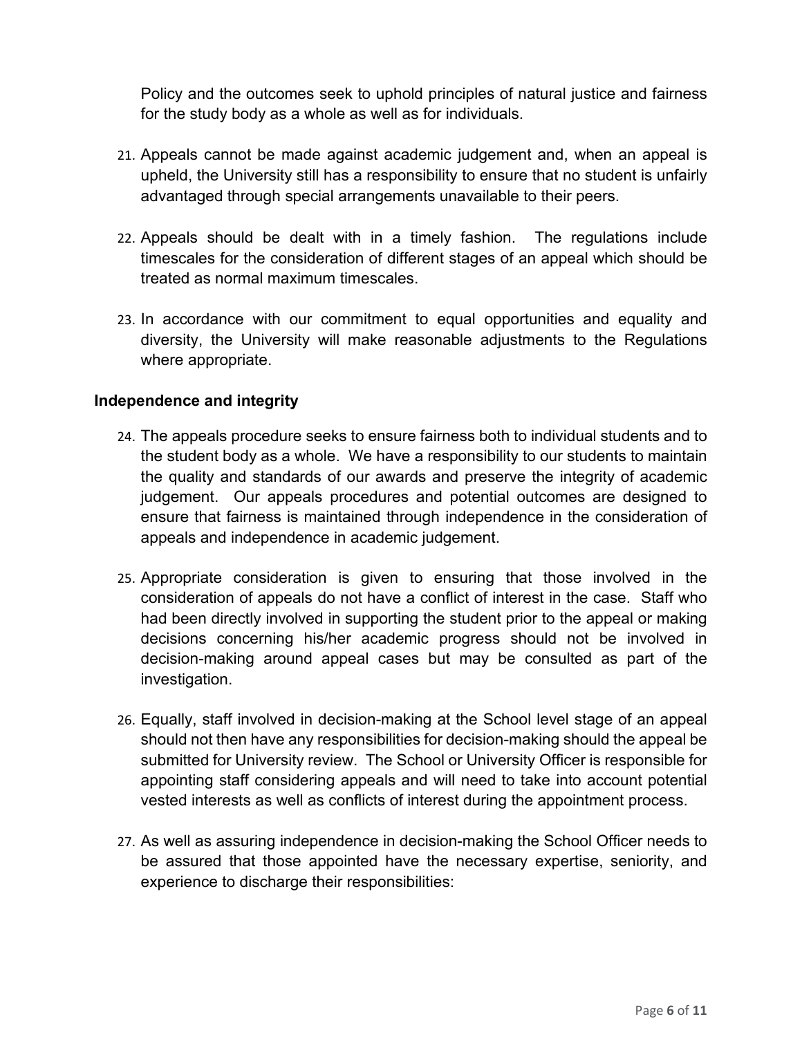Policy and the outcomes seek to uphold principles of natural justice and fairness for the study body as a whole as well as for individuals.

21. Appeals cannot be made against academic judgement and, when an appeal is upheld, the University still has a responsibility to ensure that no student is unfairly advantaged through special arrangements unavailable to their peers.

22. Appeals should be dealt with in a timely fashion. The regulations include timescales for the consideration of different stages of an appeal which should be treated as normal maximum timescales.

23. In accordance with our commitment to equal opportunities and equality and diversity, the University will make reasonable adjustments to the Regulations where appropriate.

**Independence and integrity**

24. The appeals procedure seeks to ensure fairness both to individual students and to the student body as a whole. We have a responsibility to our students to maintain the quality and standards of our awards and preserve the integrity of academic judgement. Our appeals procedures and potential outcomes are designed to ensure that fairness is maintained through independence in the consideration of appeals and independence in academic judgement.

25. Appropriate consideration is given to ensuring that those involved in the consideration of appeals do not have a conflict of interest in the case. Staff who had been directly involved in supporting the student prior to the appeal or making decisions concerning his/her academic progress should not be involved in decision-making around appeal cases but may be consulted as part of the investigation.

26. Equally, staff involved in decision-making at the School level stage of an appeal should not then have any responsibilities for decision-making should the appeal be submitted for University review. The School or University Officer is responsible for appointing staff considering appeals and will need to take into account potential vested interests as well as conflicts of interest during the appointment process.

27. As well as assuring independence in decision-making the School Officer needs to be assured that those appointed have the necessary expertise, seniority, and experience to discharge their responsibilities: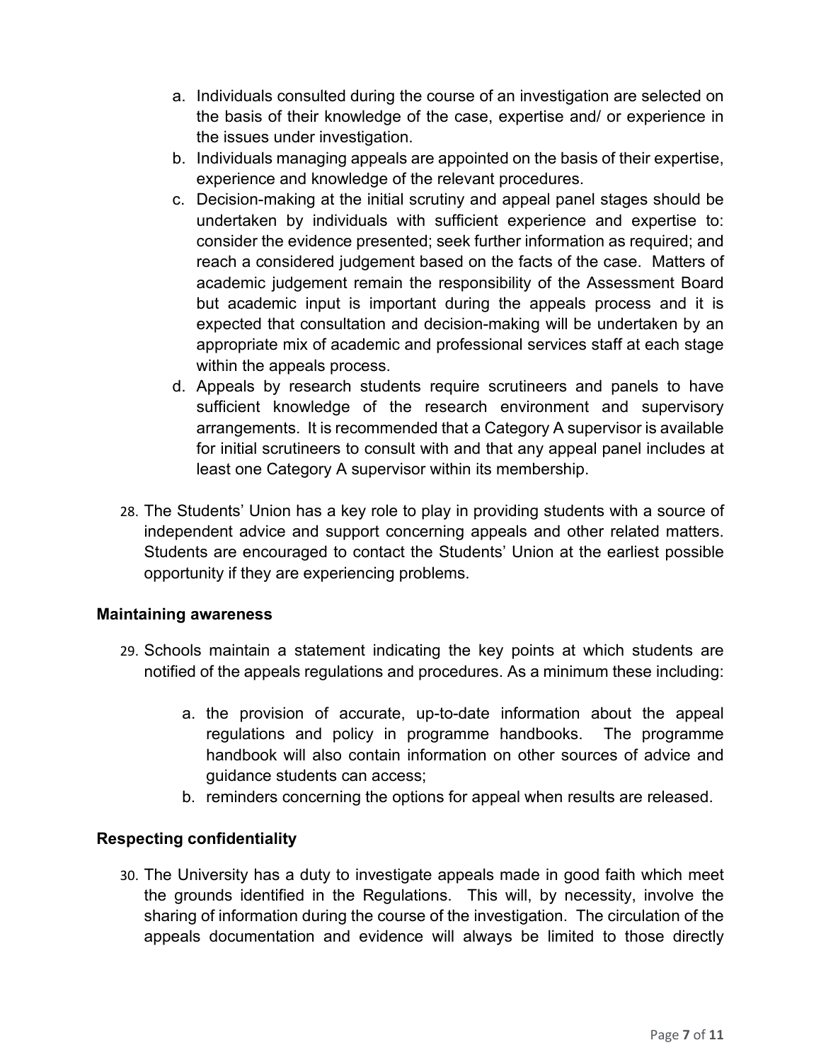a. Individuals consulted during the course of an investigation are selected on the basis of their knowledge of the case, expertise and/ or experience in the issues under investigation.
b. Individuals managing appeals are appointed on the basis of their expertise, experience and knowledge of the relevant procedures.
c. Decision-making at the initial scrutiny and appeal panel stages should be undertaken by individuals with sufficient experience and expertise to: consider the evidence presented; seek further information as required; and reach a considered judgement based on the facts of the case. Matters of academic judgement remain the responsibility of the Assessment Board but academic input is important during the appeals process and it is expected that consultation and decision-making will be undertaken by an appropriate mix of academic and professional services staff at each stage within the appeals process.
d. Appeals by research students require scrutineers and panels to have sufficient knowledge of the research environment and supervisory arrangements. It is recommended that a Category A supervisor is available for initial scrutineers to consult with and that any appeal panel includes at least one Category A supervisor within its membership.

28. The Students' Union has a key role to play in providing students with a source of independent advice and support concerning appeals and other related matters. Students are encouraged to contact the Students' Union at the earliest possible opportunity if they are experiencing problems.

**Maintaining awareness**

29. Schools maintain a statement indicating the key points at which students are notified of the appeals regulations and procedures. As a minimum these including:

    a. the provision of accurate, up-to-date information about the appeal regulations and policy in programme handbooks. The programme handbook will also contain information on other sources of advice and guidance students can access;
    b. reminders concerning the options for appeal when results are released.

**Respecting confidentiality**

30. The University has a duty to investigate appeals made in good faith which meet the grounds identified in the Regulations. This will, by necessity, involve the sharing of information during the course of the investigation. The circulation of the appeals documentation and evidence will always be limited to those directly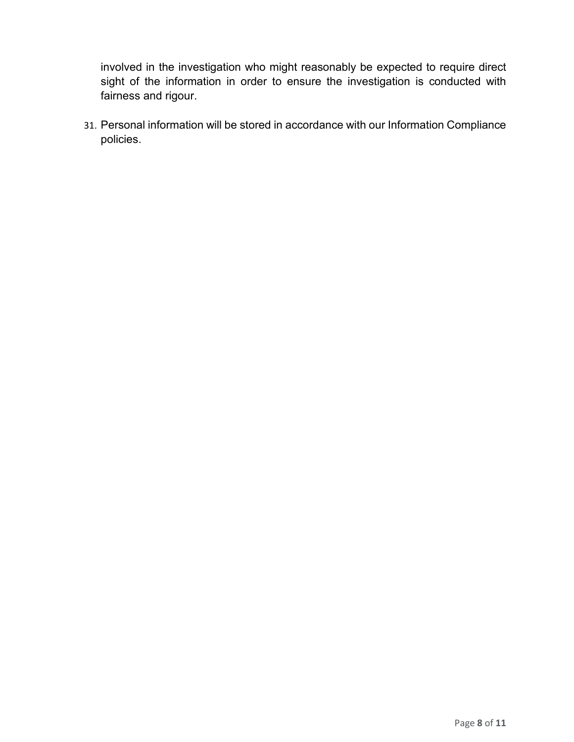involved in the investigation who might reasonably be expected to require direct sight of the information in order to ensure the investigation is conducted with fairness and rigour.

31. Personal information will be stored in accordance with our Information Compliance policies.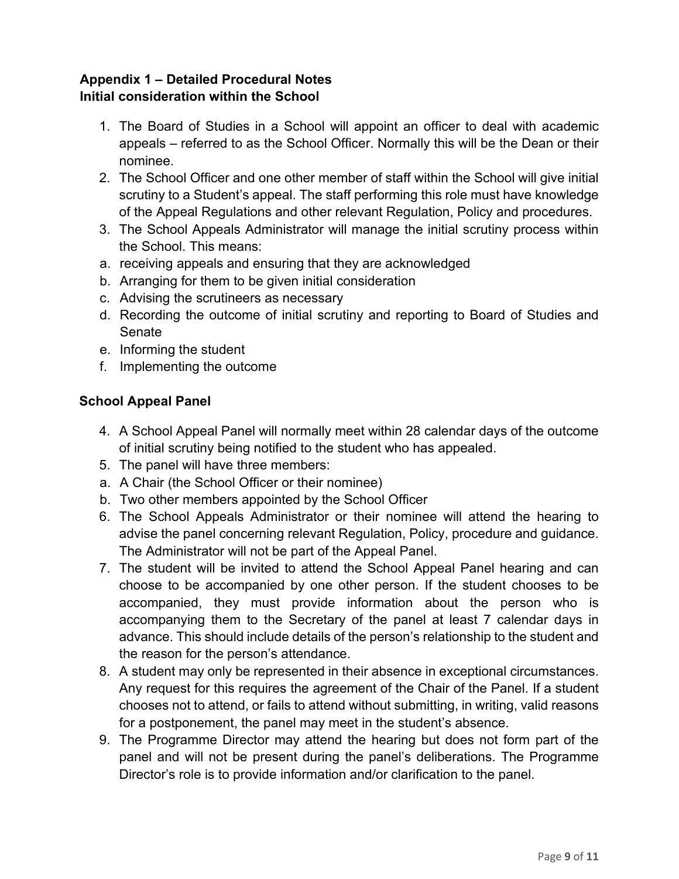**Appendix 1 – Detailed Procedural Notes**
**Initial consideration within the School**

1. The Board of Studies in a School will appoint an officer to deal with academic appeals – referred to as the School Officer. Normally this will be the Dean or their nominee.
2. The School Officer and one other member of staff within the School will give initial scrutiny to a Student's appeal. The staff performing this role must have knowledge of the Appeal Regulations and other relevant Regulation, Policy and procedures.
3. The School Appeals Administrator will manage the initial scrutiny process within the School. This means:

a. receiving appeals and ensuring that they are acknowledged
b. Arranging for them to be given initial consideration
c. Advising the scrutineers as necessary
d. Recording the outcome of initial scrutiny and reporting to Board of Studies and Senate
e. Informing the student
f. Implementing the outcome

**School Appeal Panel**

4. A School Appeal Panel will normally meet within 28 calendar days of the outcome of initial scrutiny being notified to the student who has appealed.
5. The panel will have three members:

a. A Chair (the School Officer or their nominee)
b. Two other members appointed by the School Officer

6. The School Appeals Administrator or their nominee will attend the hearing to advise the panel concerning relevant Regulation, Policy, procedure and guidance. The Administrator will not be part of the Appeal Panel.
7. The student will be invited to attend the School Appeal Panel hearing and can choose to be accompanied by one other person. If the student chooses to be accompanied, they must provide information about the person who is accompanying them to the Secretary of the panel at least 7 calendar days in advance. This should include details of the person's relationship to the student and the reason for the person's attendance.
8. A student may only be represented in their absence in exceptional circumstances. Any request for this requires the agreement of the Chair of the Panel. If a student chooses not to attend, or fails to attend without submitting, in writing, valid reasons for a postponement, the panel may meet in the student's absence.
9. The Programme Director may attend the hearing but does not form part of the panel and will not be present during the panel's deliberations. The Programme Director's role is to provide information and/or clarification to the panel.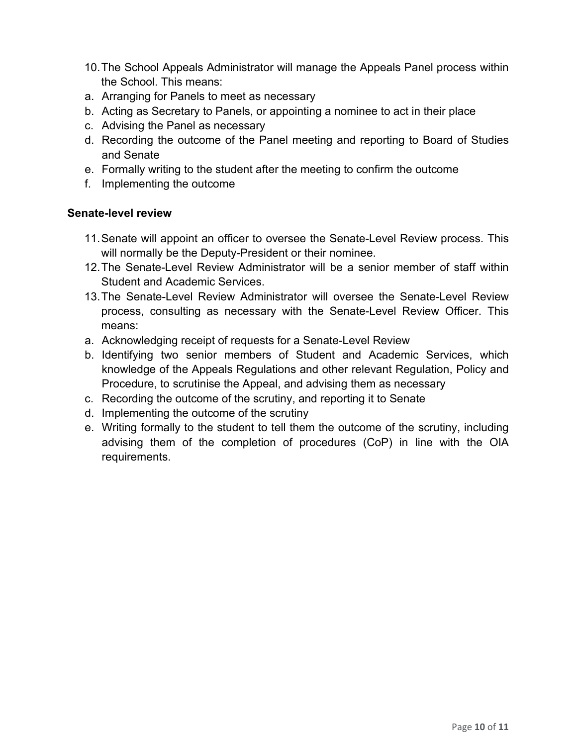10. The School Appeals Administrator will manage the Appeals Panel process within the School. This means:
    a. Arranging for Panels to meet as necessary
    b. Acting as Secretary to Panels, or appointing a nominee to act in their place
    c. Advising the Panel as necessary
    d. Recording the outcome of the Panel meeting and reporting to Board of Studies and Senate
    e. Formally writing to the student after the meeting to confirm the outcome
    f. Implementing the outcome

**Senate-level review**

11. Senate will appoint an officer to oversee the Senate-Level Review process. This will normally be the Deputy-President or their nominee.
12. The Senate-Level Review Administrator will be a senior member of staff within Student and Academic Services.
13. The Senate-Level Review Administrator will oversee the Senate-Level Review process, consulting as necessary with the Senate-Level Review Officer. This means:
    a. Acknowledging receipt of requests for a Senate-Level Review
    b. Identifying two senior members of Student and Academic Services, which knowledge of the Appeals Regulations and other relevant Regulation, Policy and Procedure, to scrutinise the Appeal, and advising them as necessary
    c. Recording the outcome of the scrutiny, and reporting it to Senate
    d. Implementing the outcome of the scrutiny
    e. Writing formally to the student to tell them the outcome of the scrutiny, including advising them of the completion of procedures (CoP) in line with the OIA requirements.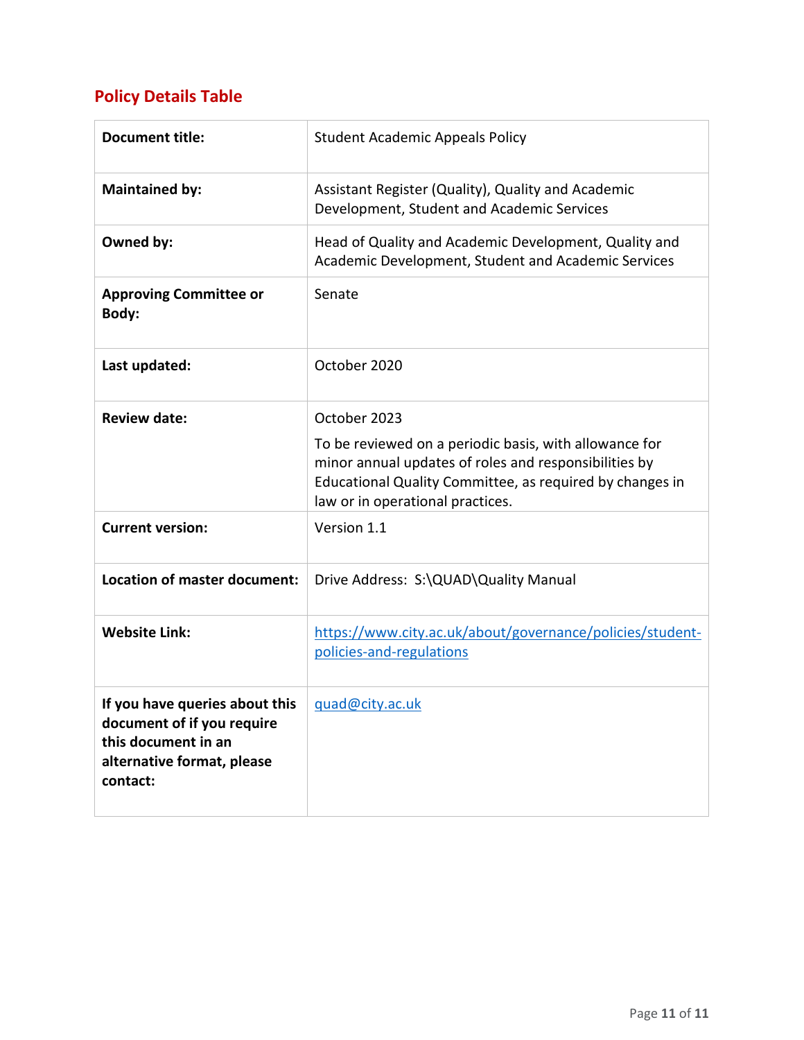## Policy Details Table

| | |
|---|---|
| **Document title:** | Student Academic Appeals Policy |
| **Maintained by:** | Assistant Register (Quality), Quality and Academic Development, Student and Academic Services |
| **Owned by:** | Head of Quality and Academic Development, Quality and Academic Development, Student and Academic Services |
| **Approving Committee or Body:** | Senate |
| **Last updated:** | October 2020 |
| **Review date:** | October 2023<br>To be reviewed on a periodic basis, with allowance for minor annual updates of roles and responsibilities by Educational Quality Committee, as required by changes in law or in operational practices. |
| **Current version:** | Version 1.1 |
| **Location of master document:** | Drive Address: S:\QUAD\Quality Manual |
| **Website Link:** | [https://www.city.ac.uk/about/governance/policies/student-policies-and-regulations](https://www.city.ac.uk/about/governance/policies/student-policies-and-regulations) |
| **If you have queries about this document of if you require this document in an alternative format, please contact:** | [quad@city.ac.uk](mailto:quad@city.ac.uk) |